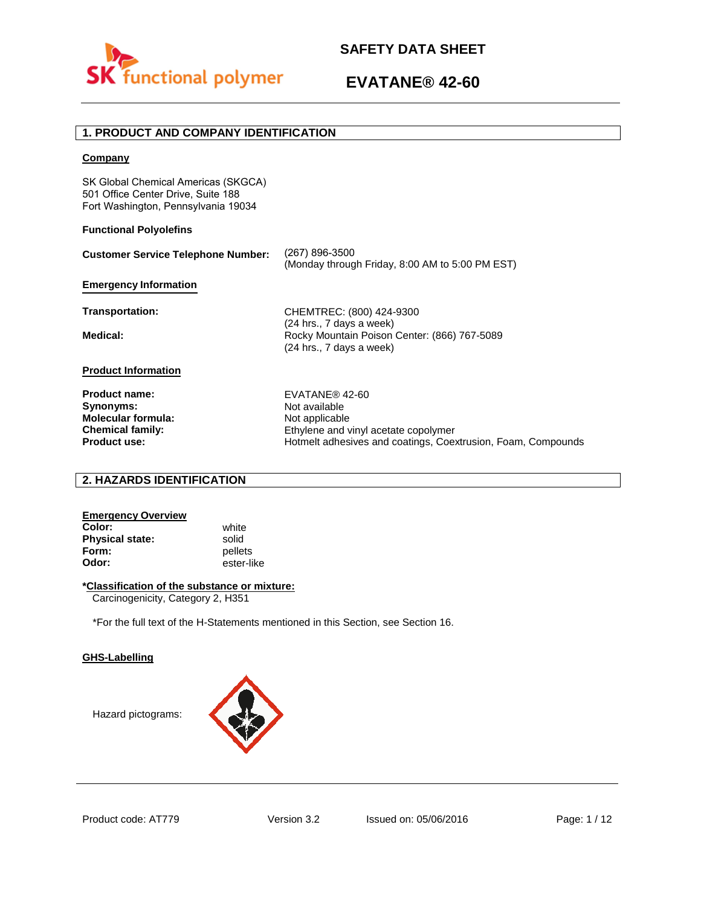# SAFETY DATA SHEET

# EVATANE® 42-60

## 1. PRODUCT AND COMPANY IDENTIFICATION

**Company**

SK Global Chemical Americas (SKGCA)
501 Office Center Drive, Suite 188
Fort Washington, Pennsylvania 19034

**Functional Polyolefins**

| | |
|---|---|
| **Customer Service Telephone Number:** | (267) 896-3500<br>(Monday through Friday, 8:00 AM to 5:00 PM EST) |

**Emergency Information**

| | |
|---|---|
| **Transportation:** | CHEMTREC: (800) 424-9300<br>(24 hrs., 7 days a week) |
| **Medical:** | Rocky Mountain Poison Center: (866) 767-5089<br>(24 hrs., 7 days a week) |

**Product Information**

| | |
|---|---|
| **Product name:** | EVATANE® 42-60 |
| **Synonyms:** | Not available |
| **Molecular formula:** | Not applicable |
| **Chemical family:** | Ethylene and vinyl acetate copolymer |
| **Product use:** | Hotmelt adhesives and coatings, Coextrusion, Foam, Compounds |

## 2. HAZARDS IDENTIFICATION

**Emergency Overview**

| | |
|---|---|
| **Color:** | white |
| **Physical state:** | solid |
| **Form:** | pellets |
| **Odor:** | ester-like |

***Classification of the substance or mixture:**

Carcinogenicity, Category 2, H351

*For the full text of the H-Statements mentioned in this Section, see Section 16.

**GHS-Labelling**

Hazard pictograms:

Product code: AT779 Version 3.2 Issued on: 05/06/2016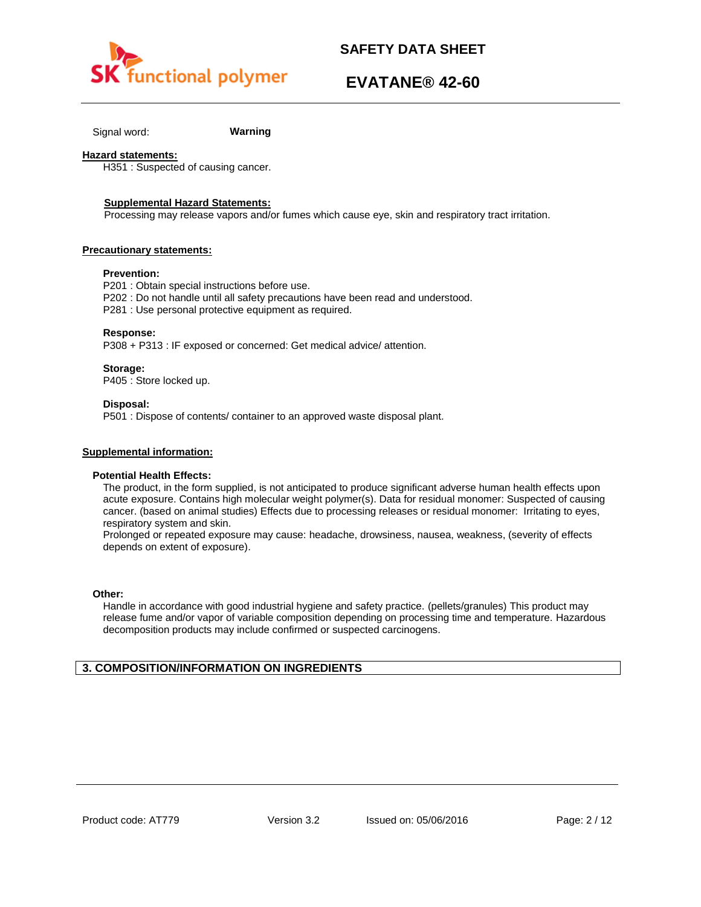Signal word: **Warning**

**Hazard statements:**

H351 : Suspected of causing cancer.

**Supplemental Hazard Statements:**

Processing may release vapors and/or fumes which cause eye, skin and respiratory tract irritation.

**Precautionary statements:**

**Prevention:**

P201 : Obtain special instructions before use.
P202 : Do not handle until all safety precautions have been read and understood.
P281 : Use personal protective equipment as required.

**Response:**

P308 + P313 : IF exposed or concerned: Get medical advice/ attention.

**Storage:**

P405 : Store locked up.

**Disposal:**

P501 : Dispose of contents/ container to an approved waste disposal plant.

**Supplemental information:**

**Potential Health Effects:**

The product, in the form supplied, is not anticipated to produce significant adverse human health effects upon acute exposure. Contains high molecular weight polymer(s). Data for residual monomer: Suspected of causing cancer. (based on animal studies) Effects due to processing releases or residual monomer: Irritating to eyes, respiratory system and skin.
Prolonged or repeated exposure may cause: headache, drowsiness, nausea, weakness, (severity of effects depends on extent of exposure).

**Other:**

Handle in accordance with good industrial hygiene and safety practice. (pellets/granules) This product may release fume and/or vapor of variable composition depending on processing time and temperature. Hazardous decomposition products may include confirmed or suspected carcinogens.

## 3. COMPOSITION/INFORMATION ON INGREDIENTS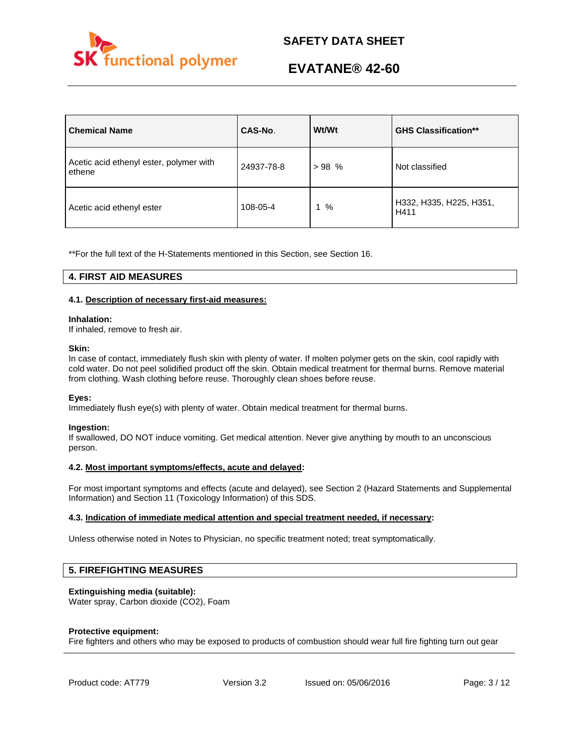| Chemical Name | CAS-No. | Wt/Wt | GHS Classification** |
|---|---|---|---|
| Acetic acid ethenyl ester, polymer with ethene | 24937-78-8 | > 98 % | Not classified |
| Acetic acid ethenyl ester | 108-05-4 | 1 % | H332, H335, H225, H351, H411 |

**For the full text of the H-Statements mentioned in this Section, see Section 16.

## 4. FIRST AID MEASURES

### 4.1. Description of necessary first-aid measures:

**Inhalation:**
If inhaled, remove to fresh air.

**Skin:**
In case of contact, immediately flush skin with plenty of water. If molten polymer gets on the skin, cool rapidly with cold water. Do not peel solidified product off the skin. Obtain medical treatment for thermal burns. Remove material from clothing. Wash clothing before reuse. Thoroughly clean shoes before reuse.

**Eyes:**
Immediately flush eye(s) with plenty of water. Obtain medical treatment for thermal burns.

**Ingestion:**
If swallowed, DO NOT induce vomiting. Get medical attention. Never give anything by mouth to an unconscious person.

### 4.2. Most important symptoms/effects, acute and delayed:

For most important symptoms and effects (acute and delayed), see Section 2 (Hazard Statements and Supplemental Information) and Section 11 (Toxicology Information) of this SDS.

### 4.3. Indication of immediate medical attention and special treatment needed, if necessary:

Unless otherwise noted in Notes to Physician, no specific treatment noted; treat symptomatically.

## 5. FIREFIGHTING MEASURES

**Extinguishing media (suitable):**
Water spray, Carbon dioxide ($CO_2$), Foam

**Protective equipment:**
Fire fighters and others who may be exposed to products of combustion should wear full fire fighting turn out gear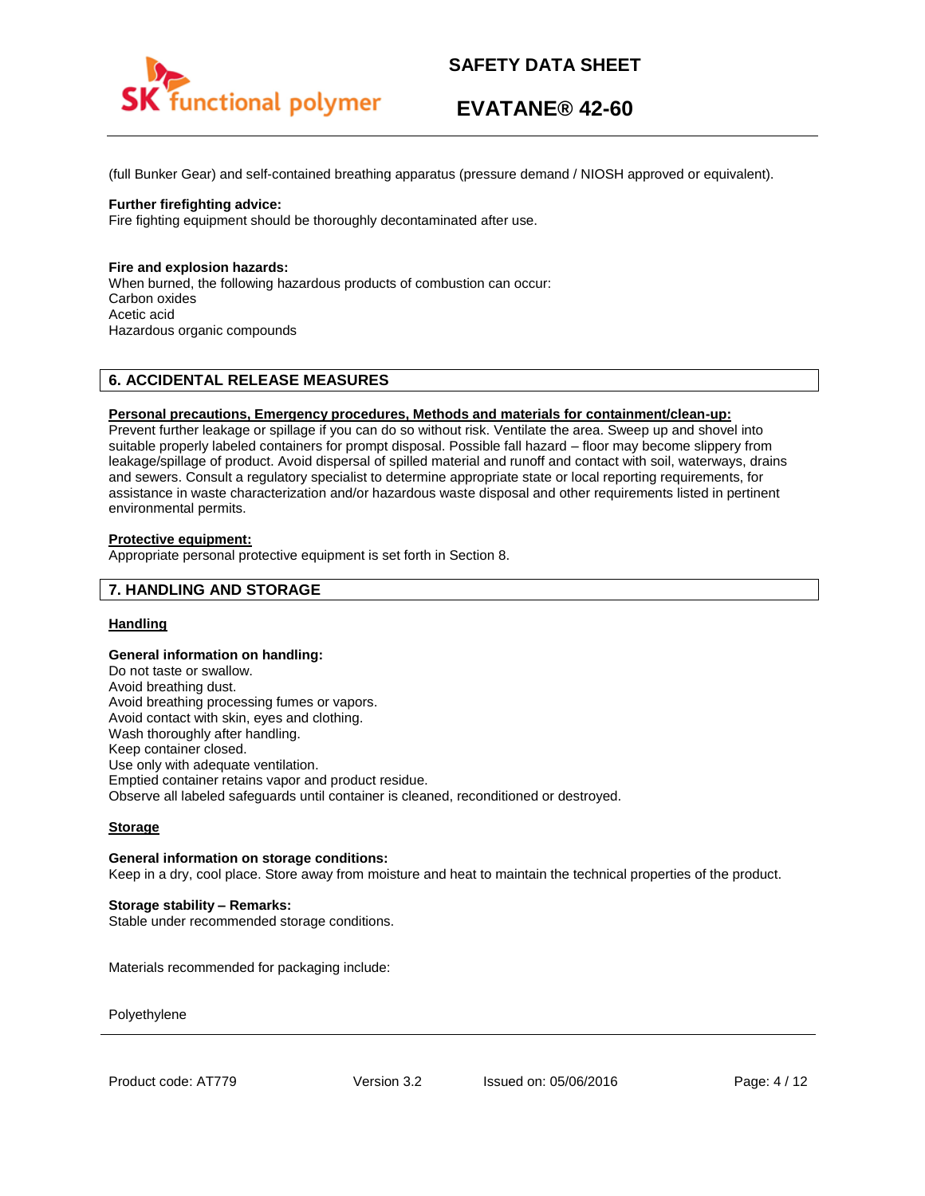(full Bunker Gear) and self-contained breathing apparatus (pressure demand / NIOSH approved or equivalent).

**Further firefighting advice:**
Fire fighting equipment should be thoroughly decontaminated after use.

**Fire and explosion hazards:**
When burned, the following hazardous products of combustion can occur:
Carbon oxides
Acetic acid
Hazardous organic compounds

## 6. ACCIDENTAL RELEASE MEASURES

**Personal precautions, Emergency procedures, Methods and materials for containment/clean-up:**
Prevent further leakage or spillage if you can do so without risk. Ventilate the area. Sweep up and shovel into suitable properly labeled containers for prompt disposal. Possible fall hazard – floor may become slippery from leakage/spillage of product. Avoid dispersal of spilled material and runoff and contact with soil, waterways, drains and sewers. Consult a regulatory specialist to determine appropriate state or local reporting requirements, for assistance in waste characterization and/or hazardous waste disposal and other requirements listed in pertinent environmental permits.

**Protective equipment:**
Appropriate personal protective equipment is set forth in Section 8.

## 7. HANDLING AND STORAGE

### Handling

**General information on handling:**
Do not taste or swallow.
Avoid breathing dust.
Avoid breathing processing fumes or vapors.
Avoid contact with skin, eyes and clothing.
Wash thoroughly after handling.
Keep container closed.
Use only with adequate ventilation.
Emptied container retains vapor and product residue.
Observe all labeled safeguards until container is cleaned, reconditioned or destroyed.

### Storage

**General information on storage conditions:**
Keep in a dry, cool place. Store away from moisture and heat to maintain the technical properties of the product.

**Storage stability – Remarks:**
Stable under recommended storage conditions.

Materials recommended for packaging include:

Polyethylene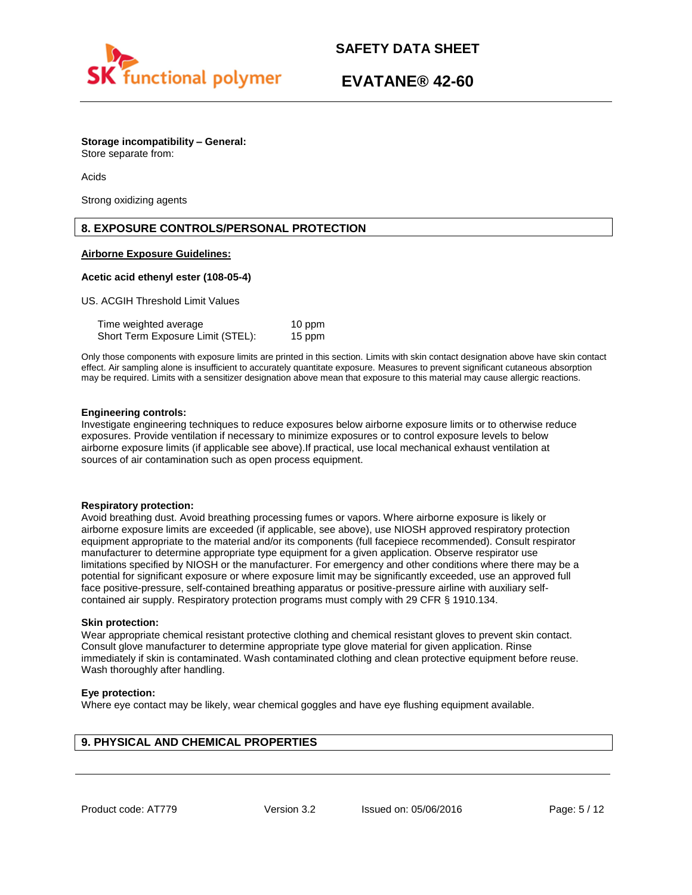**Storage incompatibility – General:**
Store separate from:

Acids

Strong oxidizing agents

## 8. EXPOSURE CONTROLS/PERSONAL PROTECTION

**Airborne Exposure Guidelines:**

**Acetic acid ethenyl ester (108-05-4)**

US. ACGIH Threshold Limit Values

| | |
|---|---|
| Time weighted average | 10 ppm |
| Short Term Exposure Limit (STEL): | 15 ppm |

Only those components with exposure limits are printed in this section. Limits with skin contact designation above have skin contact effect. Air sampling alone is insufficient to accurately quantitate exposure. Measures to prevent significant cutaneous absorption may be required. Limits with a sensitizer designation above mean that exposure to this material may cause allergic reactions.

**Engineering controls:**
Investigate engineering techniques to reduce exposures below airborne exposure limits or to otherwise reduce exposures. Provide ventilation if necessary to minimize exposures or to control exposure levels to below airborne exposure limits (if applicable see above).If practical, use local mechanical exhaust ventilation at sources of air contamination such as open process equipment.

**Respiratory protection:**
Avoid breathing dust. Avoid breathing processing fumes or vapors. Where airborne exposure is likely or airborne exposure limits are exceeded (if applicable, see above), use NIOSH approved respiratory protection equipment appropriate to the material and/or its components (full facepiece recommended). Consult respirator manufacturer to determine appropriate type equipment for a given application. Observe respirator use limitations specified by NIOSH or the manufacturer. For emergency and other conditions where there may be a potential for significant exposure or where exposure limit may be significantly exceeded, use an approved full face positive-pressure, self-contained breathing apparatus or positive-pressure airline with auxiliary self-contained air supply. Respiratory protection programs must comply with 29 CFR § 1910.134.

**Skin protection:**
Wear appropriate chemical resistant protective clothing and chemical resistant gloves to prevent skin contact. Consult glove manufacturer to determine appropriate type glove material for given application. Rinse immediately if skin is contaminated. Wash contaminated clothing and clean protective equipment before reuse. Wash thoroughly after handling.

**Eye protection:**
Where eye contact may be likely, wear chemical goggles and have eye flushing equipment available.

## 9. PHYSICAL AND CHEMICAL PROPERTIES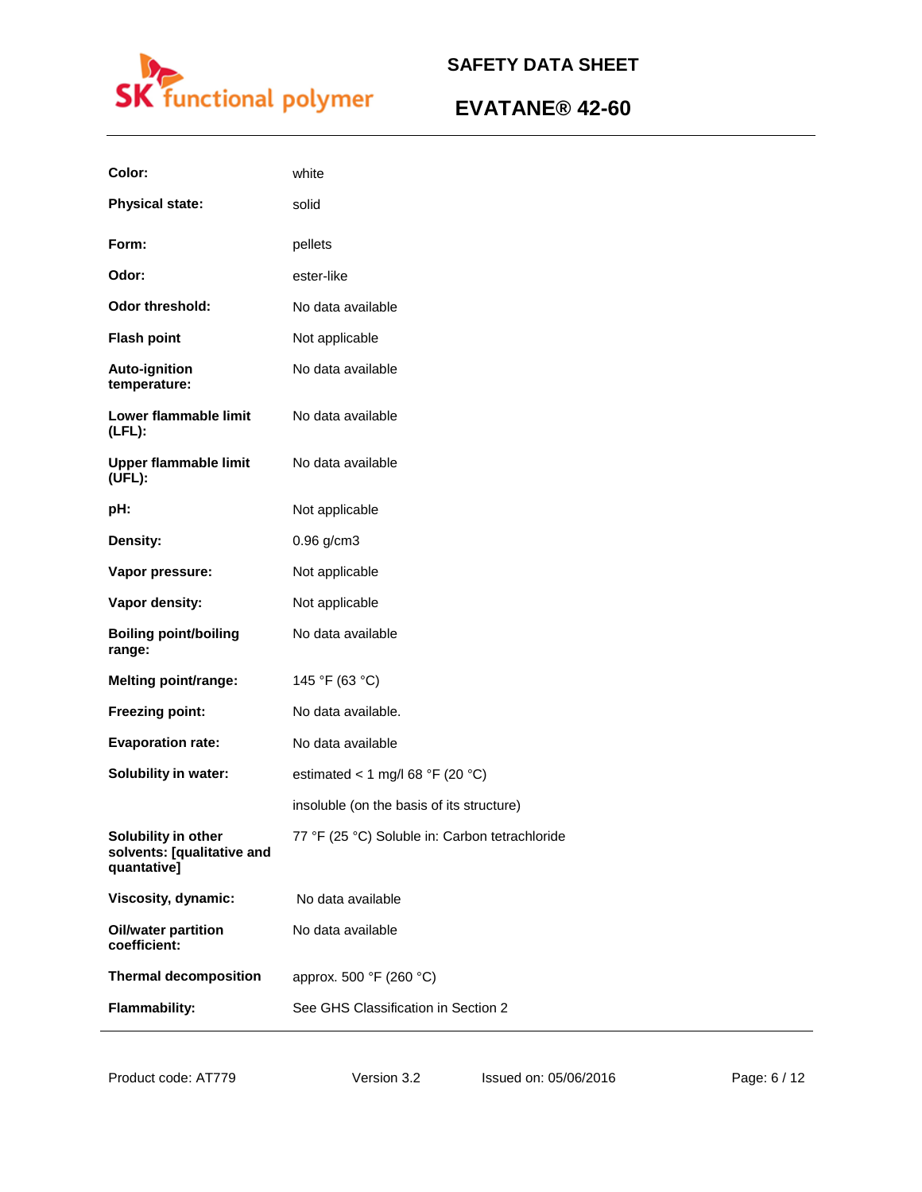| | |
|---|---|
| **Color:** | white |
| **Physical state:** | solid |
| **Form:** | pellets |
| **Odor:** | ester-like |
| **Odor threshold:** | No data available |
| **Flash point** | Not applicable |
| **Auto-ignition temperature:** | No data available |
| **Lower flammable limit (LFL):** | No data available |
| **Upper flammable limit (UFL):** | No data available |
| **pH:** | Not applicable |
| **Density:** | 0.96 g/cm3 |
| **Vapor pressure:** | Not applicable |
| **Vapor density:** | Not applicable |
| **Boiling point/boiling range:** | No data available |
| **Melting point/range:** | 145 °F (63 °C) |
| **Freezing point:** | No data available. |
| **Evaporation rate:** | No data available |
| **Solubility in water:** | estimated < 1 mg/l 68 °F (20 °C) |
| | insoluble (on the basis of its structure) |
| **Solubility in other solvents: [qualitative and quantative]** | 77 °F (25 °C) Soluble in: Carbon tetrachloride |
| **Viscosity, dynamic:** | No data available |
| **Oil/water partition coefficient:** | No data available |
| **Thermal decomposition** | approx. 500 °F (260 °C) |
| **Flammability:** | See GHS Classification in Section 2 |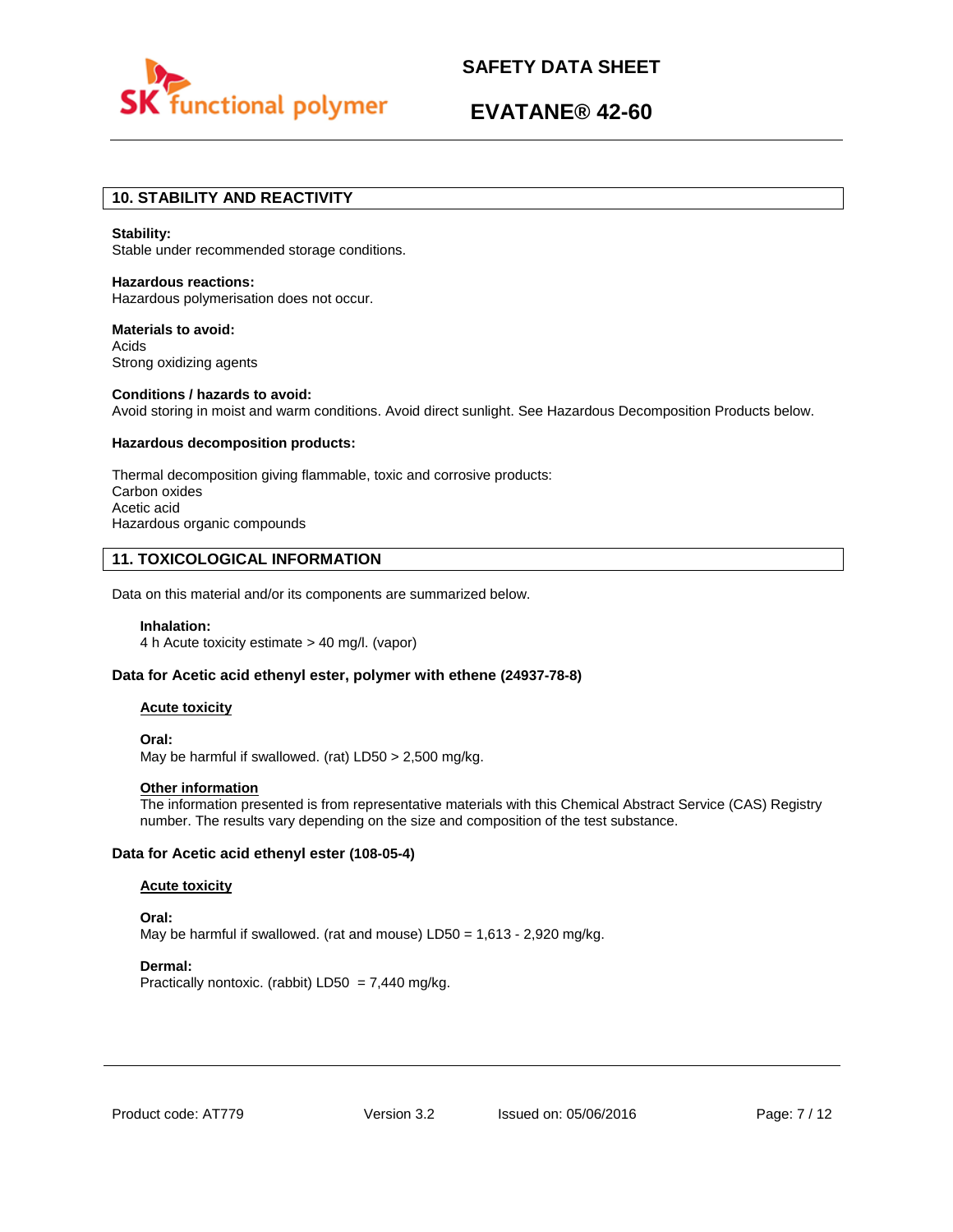## 10. STABILITY AND REACTIVITY

**Stability:**
Stable under recommended storage conditions.

**Hazardous reactions:**
Hazardous polymerisation does not occur.

**Materials to avoid:**
Acids
Strong oxidizing agents

**Conditions / hazards to avoid:**
Avoid storing in moist and warm conditions. Avoid direct sunlight. See Hazardous Decomposition Products below.

**Hazardous decomposition products:**

Thermal decomposition giving flammable, toxic and corrosive products:
Carbon oxides
Acetic acid
Hazardous organic compounds

## 11. TOXICOLOGICAL INFORMATION

Data on this material and/or its components are summarized below.

**Inhalation:**
4 h Acute toxicity estimate > 40 mg/l. (vapor)

### Data for Acetic acid ethenyl ester, polymer with ethene (24937-78-8)

**Acute toxicity**

**Oral:**
May be harmful if swallowed. (rat) LD50 > 2,500 mg/kg.

**Other information**
The information presented is from representative materials with this Chemical Abstract Service (CAS) Registry number. The results vary depending on the size and composition of the test substance.

### Data for Acetic acid ethenyl ester (108-05-4)

**Acute toxicity**

**Oral:**
May be harmful if swallowed. (rat and mouse) LD50 = 1,613 - 2,920 mg/kg.

**Dermal:**
Practically nontoxic. (rabbit) LD50 = 7,440 mg/kg.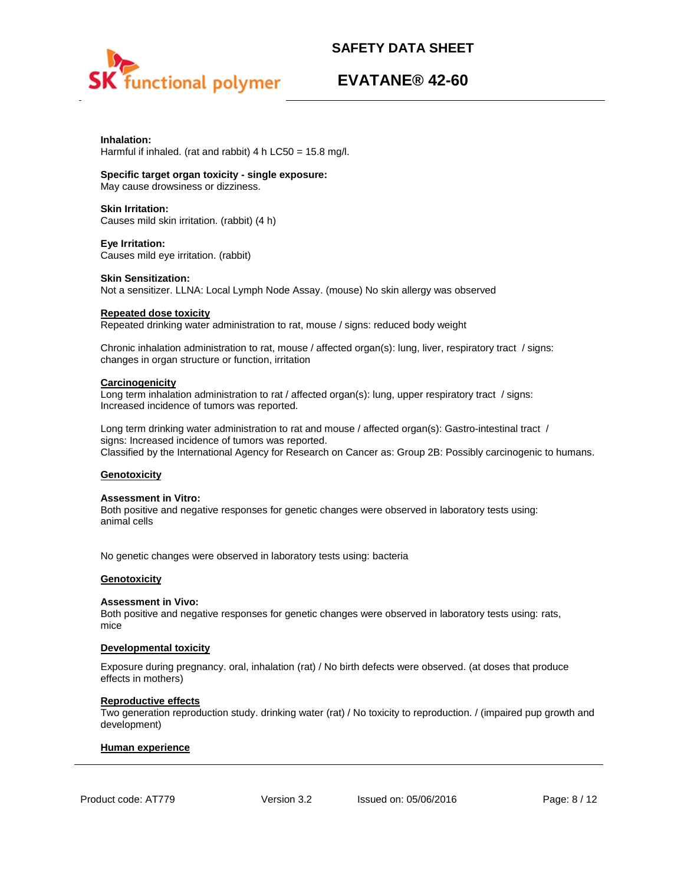**Inhalation:**
Harmful if inhaled. (rat and rabbit) 4 h LC50 = 15.8 mg/l.

**Specific target organ toxicity - single exposure:**
May cause drowsiness or dizziness.

**Skin Irritation:**
Causes mild skin irritation. (rabbit) (4 h)

**Eye Irritation:**
Causes mild eye irritation. (rabbit)

**Skin Sensitization:**
Not a sensitizer. LLNA: Local Lymph Node Assay. (mouse) No skin allergy was observed

**Repeated dose toxicity**
Repeated drinking water administration to rat, mouse / signs: reduced body weight

Chronic inhalation administration to rat, mouse / affected organ(s): lung, liver, respiratory tract / signs: changes in organ structure or function, irritation

**Carcinogenicity**
Long term inhalation administration to rat / affected organ(s): lung, upper respiratory tract / signs: Increased incidence of tumors was reported.

Long term drinking water administration to rat and mouse / affected organ(s): Gastro-intestinal tract / signs: Increased incidence of tumors was reported.
Classified by the International Agency for Research on Cancer as: Group 2B: Possibly carcinogenic to humans.

**Genotoxicity**

**Assessment in Vitro:**
Both positive and negative responses for genetic changes were observed in laboratory tests using: animal cells

No genetic changes were observed in laboratory tests using: bacteria

**Genotoxicity**

**Assessment in Vivo:**
Both positive and negative responses for genetic changes were observed in laboratory tests using: rats, mice

**Developmental toxicity**

Exposure during pregnancy. oral, inhalation (rat) / No birth defects were observed. (at doses that produce effects in mothers)

**Reproductive effects**
Two generation reproduction study. drinking water (rat) / No toxicity to reproduction. / (impaired pup growth and development)

**Human experience**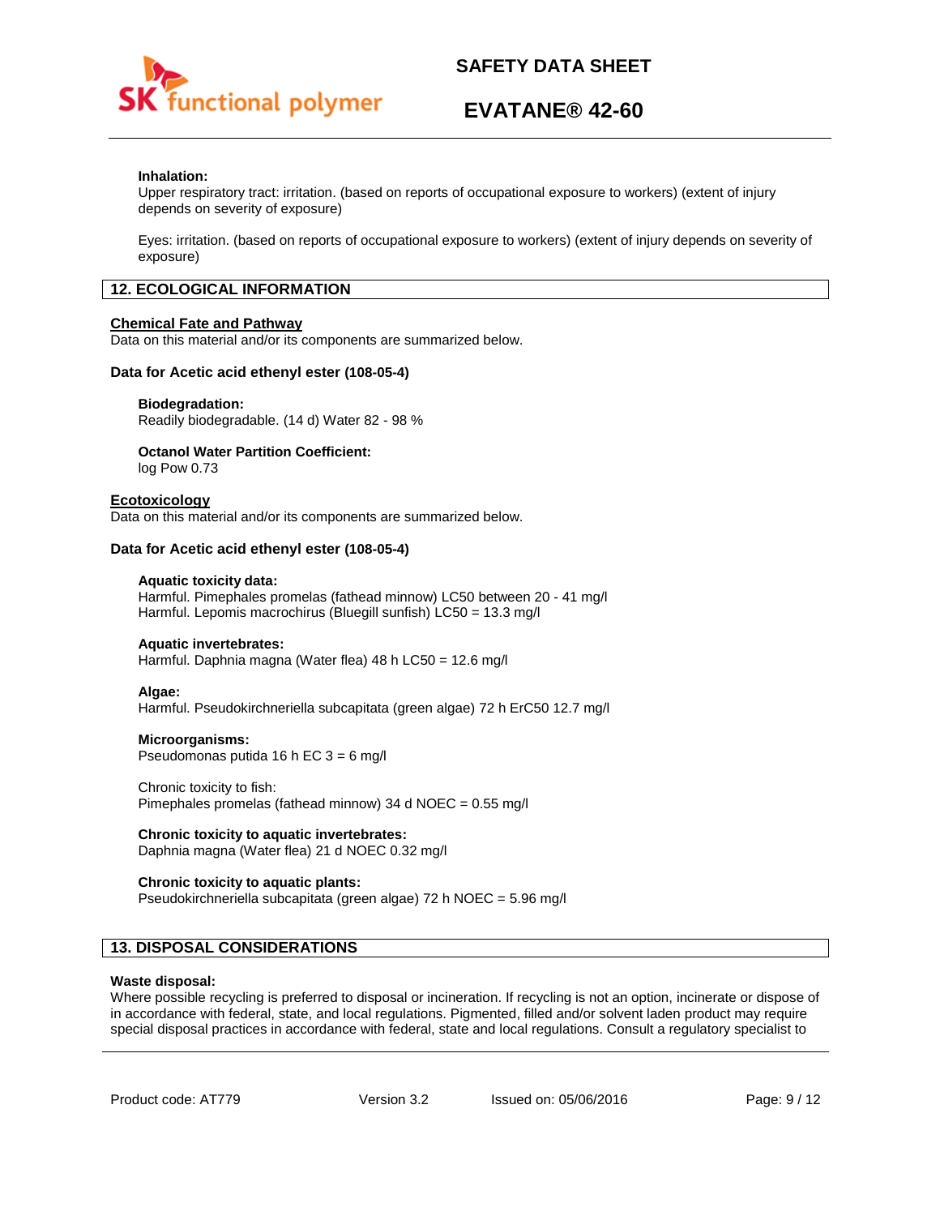**Inhalation:**
Upper respiratory tract: irritation. (based on reports of occupational exposure to workers) (extent of injury depends on severity of exposure)

Eyes: irritation. (based on reports of occupational exposure to workers) (extent of injury depends on severity of exposure)

## 12. ECOLOGICAL INFORMATION

### Chemical Fate and Pathway

Data on this material and/or its components are summarized below.

**Data for Acetic acid ethenyl ester (108-05-4)**

**Biodegradation:**
Readily biodegradable. (14 d) Water 82 - 98 %

**Octanol Water Partition Coefficient:**
log Pow 0.73

### Ecotoxicology

Data on this material and/or its components are summarized below.

**Data for Acetic acid ethenyl ester (108-05-4)**

**Aquatic toxicity data:**
Harmful. Pimephales promelas (fathead minnow) LC50 between 20 - 41 mg/l
Harmful. Lepomis macrochirus (Bluegill sunfish) LC50 = 13.3 mg/l

**Aquatic invertebrates:**
Harmful. Daphnia magna (Water flea) 48 h LC50 = 12.6 mg/l

**Algae:**
Harmful. Pseudokirchneriella subcapitata (green algae) 72 h ErC50 12.7 mg/l

**Microorganisms:**
Pseudomonas putida 16 h EC 3 = 6 mg/l

Chronic toxicity to fish:
Pimephales promelas (fathead minnow) 34 d NOEC = 0.55 mg/l

**Chronic toxicity to aquatic invertebrates:**
Daphnia magna (Water flea) 21 d NOEC 0.32 mg/l

**Chronic toxicity to aquatic plants:**
Pseudokirchneriella subcapitata (green algae) 72 h NOEC = 5.96 mg/l

## 13. DISPOSAL CONSIDERATIONS

**Waste disposal:**
Where possible recycling is preferred to disposal or incineration. If recycling is not an option, incinerate or dispose of in accordance with federal, state, and local regulations. Pigmented, filled and/or solvent laden product may require special disposal practices in accordance with federal, state and local regulations. Consult a regulatory specialist to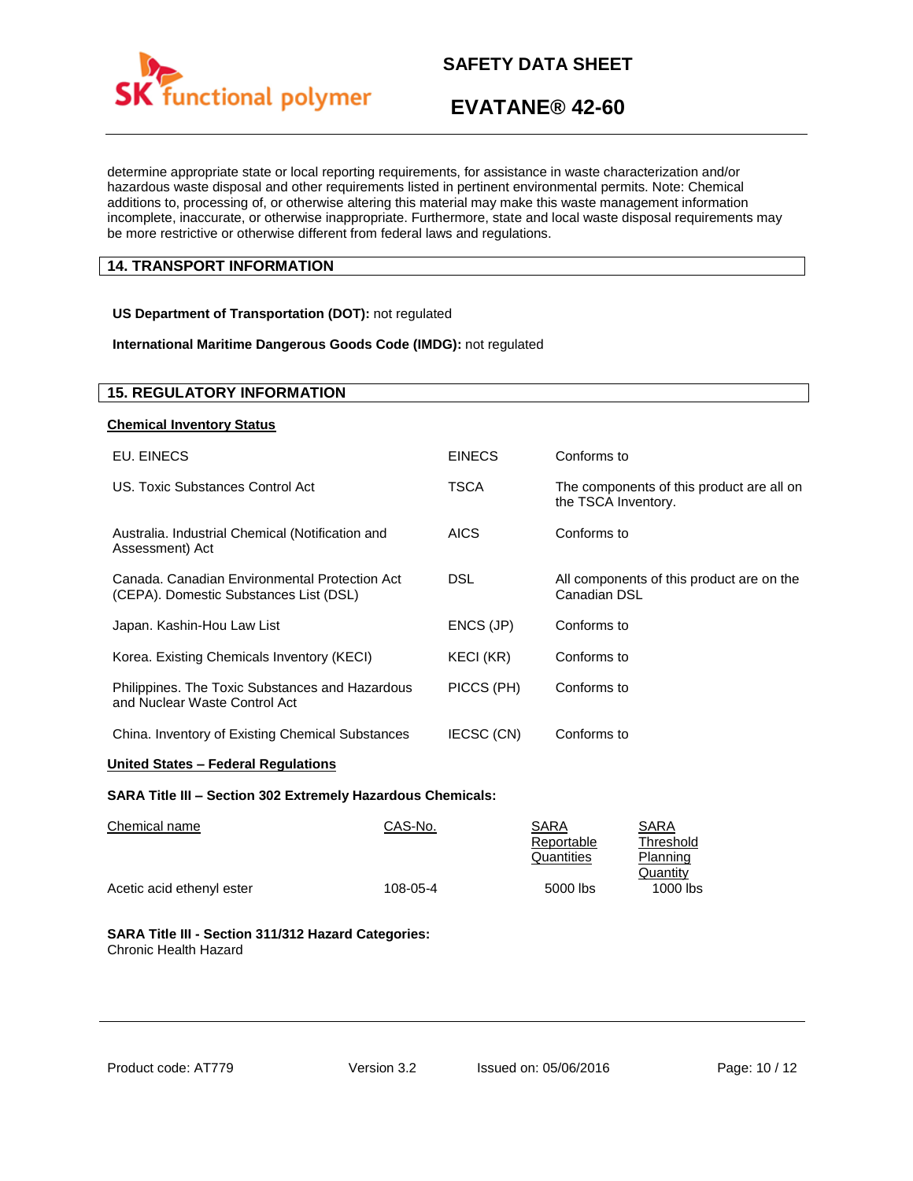determine appropriate state or local reporting requirements, for assistance in waste characterization and/or hazardous waste disposal and other requirements listed in pertinent environmental permits. Note: Chemical additions to, processing of, or otherwise altering this material may make this waste management information incomplete, inaccurate, or otherwise inappropriate. Furthermore, state and local waste disposal requirements may be more restrictive or otherwise different from federal laws and regulations.

## 14. TRANSPORT INFORMATION

**US Department of Transportation (DOT):** not regulated

**International Maritime Dangerous Goods Code (IMDG):** not regulated

## 15. REGULATORY INFORMATION

**Chemical Inventory Status**

| | | |
|---|---|---|
| EU. EINECS | EINECS | Conforms to |
| US. Toxic Substances Control Act | TSCA | The components of this product are all on the TSCA Inventory. |
| Australia. Industrial Chemical (Notification and Assessment) Act | AICS | Conforms to |
| Canada. Canadian Environmental Protection Act (CEPA). Domestic Substances List (DSL) | DSL | All components of this product are on the Canadian DSL |
| Japan. Kashin-Hou Law List | ENCS (JP) | Conforms to |
| Korea. Existing Chemicals Inventory (KECI) | KECI (KR) | Conforms to |
| Philippines. The Toxic Substances and Hazardous and Nuclear Waste Control Act | PICCS (PH) | Conforms to |
| China. Inventory of Existing Chemical Substances | IECSC (CN) | Conforms to |

**United States – Federal Regulations**

**SARA Title III – Section 302 Extremely Hazardous Chemicals:**

| Chemical name | CAS-No. | SARA Reportable Quantities | SARA Threshold Planning Quantity |
|---|---|---|---|
| Acetic acid ethenyl ester | 108-05-4 | 5000 lbs | 1000 lbs |

**SARA Title III - Section 311/312 Hazard Categories:**
Chronic Health Hazard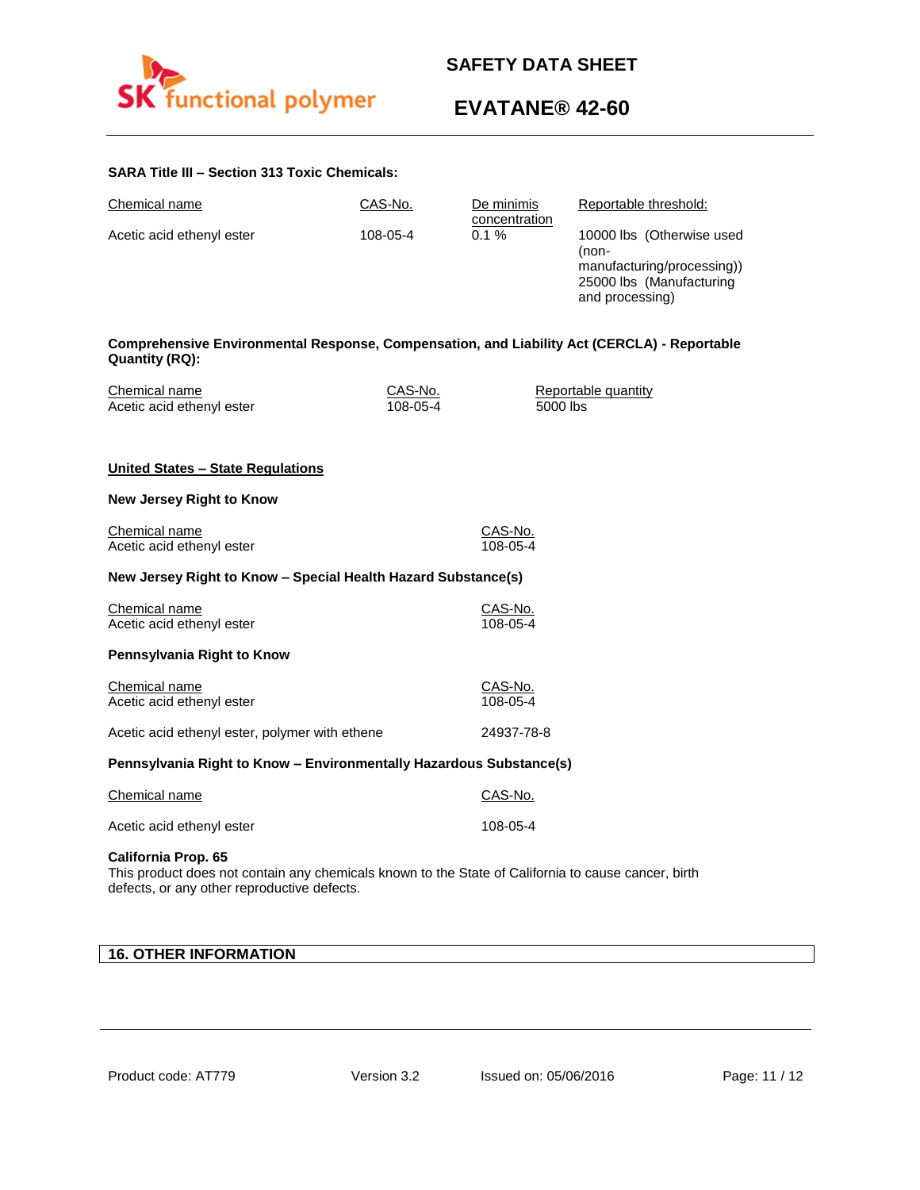**SARA Title III – Section 313 Toxic Chemicals:**

| Chemical name | CAS-No. | De minimis concentration | Reportable threshold: |
| --- | --- | --- | --- |
| Acetic acid ethenyl ester | 108-05-4 | 0.1 % | 10000 lbs (Otherwise used (non-manufacturing/processing)) 25000 lbs (Manufacturing and processing) |

**Comprehensive Environmental Response, Compensation, and Liability Act (CERCLA) - Reportable Quantity (RQ):**

| Chemical name | CAS-No. | Reportable quantity |
| --- | --- | --- |
| Acetic acid ethenyl ester | 108-05-4 | 5000 lbs |

**United States – State Regulations**

**New Jersey Right to Know**

| Chemical name | CAS-No. |
| --- | --- |
| Acetic acid ethenyl ester | 108-05-4 |

**New Jersey Right to Know – Special Health Hazard Substance(s)**

| Chemical name | CAS-No. |
| --- | --- |
| Acetic acid ethenyl ester | 108-05-4 |

**Pennsylvania Right to Know**

| Chemical name | CAS-No. |
| --- | --- |
| Acetic acid ethenyl ester | 108-05-4 |
| Acetic acid ethenyl ester, polymer with ethene | 24937-78-8 |

**Pennsylvania Right to Know – Environmentally Hazardous Substance(s)**

| Chemical name | CAS-No. |
| --- | --- |
| Acetic acid ethenyl ester | 108-05-4 |

**California Prop. 65**

This product does not contain any chemicals known to the State of California to cause cancer, birth defects, or any other reproductive defects.

## 16. OTHER INFORMATION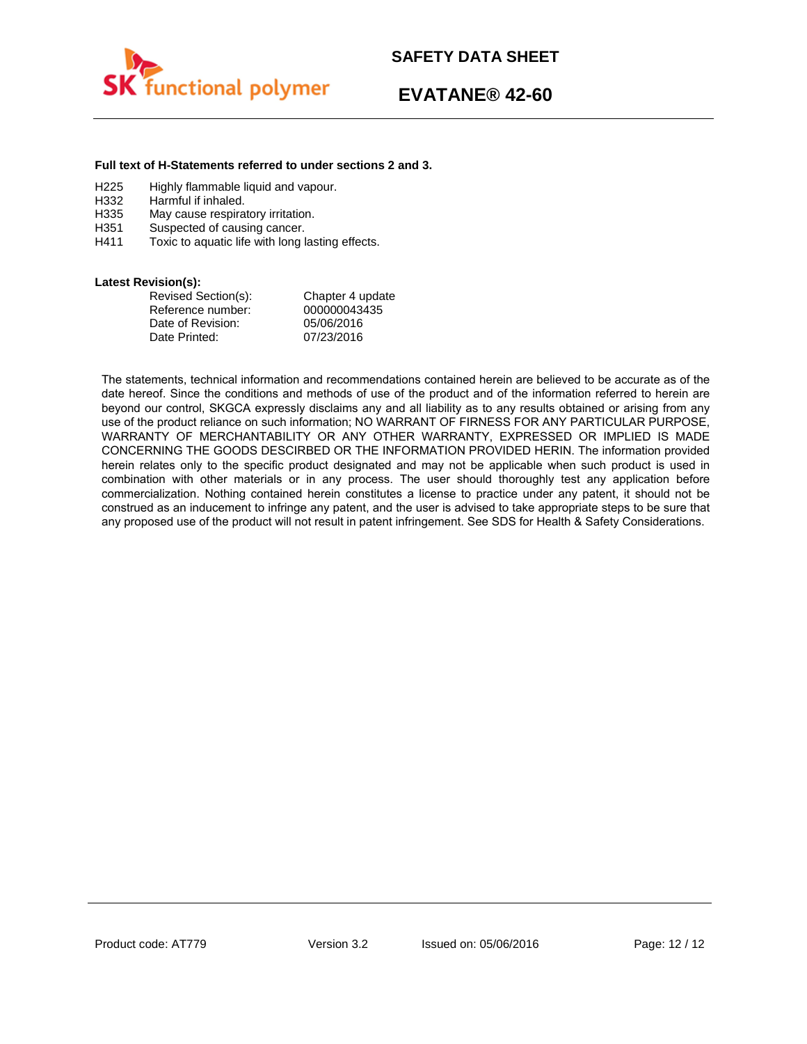**Full text of H-Statements referred to under sections 2 and 3.**

| | |
|---|---|
| H225 | Highly flammable liquid and vapour. |
| H332 | Harmful if inhaled. |
| H335 | May cause respiratory irritation. |
| H351 | Suspected of causing cancer. |
| H411 | Toxic to aquatic life with long lasting effects. |

**Latest Revision(s):**

| | |
|---|---|
| Revised Section(s): | Chapter 4 update |
| Reference number: | 000000043435 |
| Date of Revision: | 05/06/2016 |
| Date Printed: | 07/23/2016 |

The statements, technical information and recommendations contained herein are believed to be accurate as of the date hereof. Since the conditions and methods of use of the product and of the information referred to herein are beyond our control, SKGCA expressly disclaims any and all liability as to any results obtained or arising from any use of the product reliance on such information; NO WARRANT OF FIRNESS FOR ANY PARTICULAR PURPOSE, WARRANTY OF MERCHANTABILITY OR ANY OTHER WARRANTY, EXPRESSED OR IMPLIED IS MADE CONCERNING THE GOODS DESCRIBED OR THE INFORMATION PROVIDED HERIN. The information provided herein relates only to the specific product designated and may not be applicable when such product is used in combination with other materials or in any process. The user should thoroughly test any application before commercialization. Nothing contained herein constitutes a license to practice under any patent, it should not be construed as an inducement to infringe any patent, and the user is advised to take appropriate steps to be sure that any proposed use of the product will not result in patent infringement. See SDS for Health & Safety Considerations.